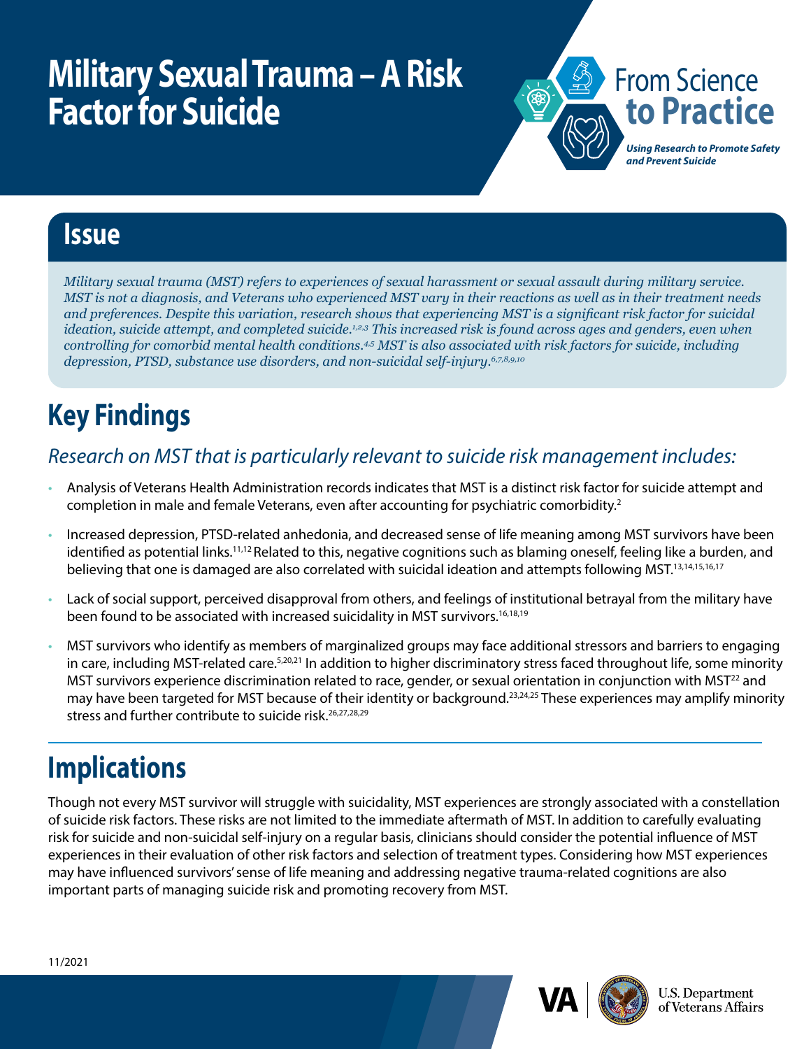# Military Sexual Trauma – A Risk Factor for Suicide

From Science to Practice

*Using Research to Promote Safety and Prevent Suicide*

## Issue

*Military sexual trauma (MST) refers to experiences of sexual harassment or sexual assault during military service. MST is not a diagnosis, and Veterans who experienced MST vary in their reactions as well as in their treatment needs and preferences. Despite this variation, research shows that experiencing MST is a significant risk factor for suicidal ideation, suicide attempt, and completed suicide.[1,2,3] This increased risk is found across ages and genders, even when controlling for comorbid mental health conditions.[4,5] MST is also associated with risk factors for suicide, including depression, PTSD, substance use disorders, and non-suicidal self-injury.[6,7,8,9,10]*

## Key Findings

### *Research on MST that is particularly relevant to suicide risk management includes:*

- Analysis of Veterans Health Administration records indicates that MST is a distinct risk factor for suicide attempt and completion in male and female Veterans, even after accounting for psychiatric comorbidity.[2]
- Increased depression, PTSD-related anhedonia, and decreased sense of life meaning among MST survivors have been identified as potential links.[11,12] Related to this, negative cognitions such as blaming oneself, feeling like a burden, and believing that one is damaged are also correlated with suicidal ideation and attempts following MST.[13,14,15,16,17]
- Lack of social support, perceived disapproval from others, and feelings of institutional betrayal from the military have been found to be associated with increased suicidality in MST survivors.[16,18,19]
- MST survivors who identify as members of marginalized groups may face additional stressors and barriers to engaging in care, including MST-related care.[5,20,21] In addition to higher discriminatory stress faced throughout life, some minority MST survivors experience discrimination related to race, gender, or sexual orientation in conjunction with MST[22] and may have been targeted for MST because of their identity or background.[23,24,25] These experiences may amplify minority stress and further contribute to suicide risk.[26,27,28,29]

## Implications

Though not every MST survivor will struggle with suicidality, MST experiences are strongly associated with a constellation of suicide risk factors. These risks are not limited to the immediate aftermath of MST. In addition to carefully evaluating risk for suicide and non-suicidal self-injury on a regular basis, clinicians should consider the potential influence of MST experiences in their evaluation of other risk factors and selection of treatment types. Considering how MST experiences may have influenced survivors' sense of life meaning and addressing negative trauma-related cognitions are also important parts of managing suicide risk and promoting recovery from MST.

11/2021

VA | U.S. Department of Veterans Affairs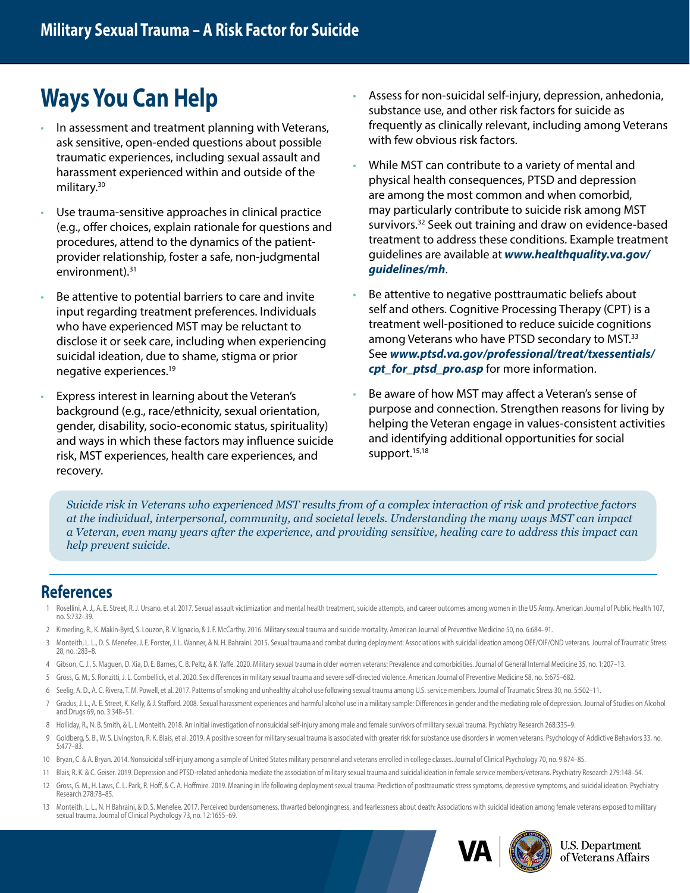## Ways You Can Help

- In assessment and treatment planning with Veterans, ask sensitive, open-ended questions about possible traumatic experiences, including sexual assault and harassment experienced within and outside of the military.[30]
- Use trauma-sensitive approaches in clinical practice (e.g., offer choices, explain rationale for questions and procedures, attend to the dynamics of the patient-provider relationship, foster a safe, non-judgmental environment).[31]
- Be attentive to potential barriers to care and invite input regarding treatment preferences. Individuals who have experienced MST may be reluctant to disclose it or seek care, including when experiencing suicidal ideation, due to shame, stigma or prior negative experiences.[19]
- Express interest in learning about the Veteran's background (e.g., race/ethnicity, sexual orientation, gender, disability, socio-economic status, spirituality) and ways in which these factors may influence suicide risk, MST experiences, health care experiences, and recovery.
- Assess for non-suicidal self-injury, depression, anhedonia, substance use, and other risk factors for suicide as frequently as clinically relevant, including among Veterans with few obvious risk factors.
- While MST can contribute to a variety of mental and physical health consequences, PTSD and depression are among the most common and when comorbid, may particularly contribute to suicide risk among MST survivors.[32] Seek out training and draw on evidence-based treatment to address these conditions. Example treatment guidelines are available at ***www.healthquality.va.gov/guidelines/mh***.
- Be attentive to negative posttraumatic beliefs about self and others. Cognitive Processing Therapy (CPT) is a treatment well-positioned to reduce suicide cognitions among Veterans who have PTSD secondary to MST.[33] See ***www.ptsd.va.gov/professional/treat/txessentials/cpt_for_ptsd_pro.asp*** for more information.
- Be aware of how MST may affect a Veteran's sense of purpose and connection. Strengthen reasons for living by helping the Veteran engage in values-consistent activities and identifying additional opportunities for social support.[15,18]

*Suicide risk in Veterans who experienced MST results from of a complex interaction of risk and protective factors at the individual, interpersonal, community, and societal levels. Understanding the many ways MST can impact a Veteran, even many years after the experience, and providing sensitive, healing care to address this impact can help prevent suicide.*

## References

1. Rosellini, A. J., A. E. Street, R. J. Ursano, et al. 2017. Sexual assault victimization and mental health treatment, suicide attempts, and career outcomes among women in the US Army. American Journal of Public Health 107, no. 5:732–39.
2. Kimerling, R., K. Makin-Byrd, S. Louzon, R. V. Ignacio, & J. F. McCarthy. 2016. Military sexual trauma and suicide mortality. American Journal of Preventive Medicine 50, no. 6:684–91.
3. Monteith, L. L., D. S. Menefee, J. E. Forster, J. L. Wanner, & N. H. Bahraini. 2015. Sexual trauma and combat during deployment: Associations with suicidal ideation among OEF/OIF/OND veterans. Journal of Traumatic Stress 28, no. :283–8.
4. Gibson, C. J., S. Maguen, D. Xia, D. E. Barnes, C. B. Peltz, & K. Yaffe. 2020. Military sexual trauma in older women veterans: Prevalence and comorbidities. Journal of General Internal Medicine 35, no. 1:207–13.
5. Gross, G. M., S. Ronzitti, J. L. Combellick, et al. 2020. Sex differences in military sexual trauma and severe self-directed violence. American Journal of Preventive Medicine 58, no. 5:675–682.
6. Seelig, A. D., A. C. Rivera, T. M. Powell, et al. 2017. Patterns of smoking and unhealthy alcohol use following sexual trauma among U.S. service members. Journal of Traumatic Stress 30, no. 5:502–11.
7. Gradus, J. L., A. E. Street, K. Kelly, & J. Stafford. 2008. Sexual harassment experiences and harmful alcohol use in a military sample: Differences in gender and the mediating role of depression. Journal of Studies on Alcohol and Drugs 69, no. 3:348–51.
8. Holliday, R., N. B. Smith, & L. L Monteith. 2018. An initial investigation of nonsuicidal self-injury among male and female survivors of military sexual trauma. Psychiatry Research 268:335–9.
9. Goldberg, S. B., W. S. Livingston, R. K. Blais, et al. 2019. A positive screen for military sexual trauma is associated with greater risk for substance use disorders in women veterans. Psychology of Addictive Behaviors 33, no. 5:477–83.
10. Bryan, C. & A. Bryan. 2014. Nonsuicidal self-injury among a sample of United States military personnel and veterans enrolled in college classes. Journal of Clinical Psychology 70, no. 9:874–85.
11. Blais, R. K. & C. Geiser. 2019. Depression and PTSD-related anhedonia mediate the association of military sexual trauma and suicidal ideation in female service members/veterans. Psychiatry Research 279:148–54.
12. Gross, G. M., H. Laws, C. L. Park, R. Hoff, & C. A. Hoffmire. 2019. Meaning in life following deployment sexual trauma: Prediction of posttraumatic stress symptoms, depressive symptoms, and suicidal ideation. Psychiatry Research 278:78–85.
13. Monteith, L. L., N. H Bahraini, & D. S. Menefee. 2017. Perceived burdensomeness, thwarted belongingness, and fearlessness about death: Associations with suicidal ideation among female veterans exposed to military sexual trauma. Journal of Clinical Psychology 73, no. 12:1655–69.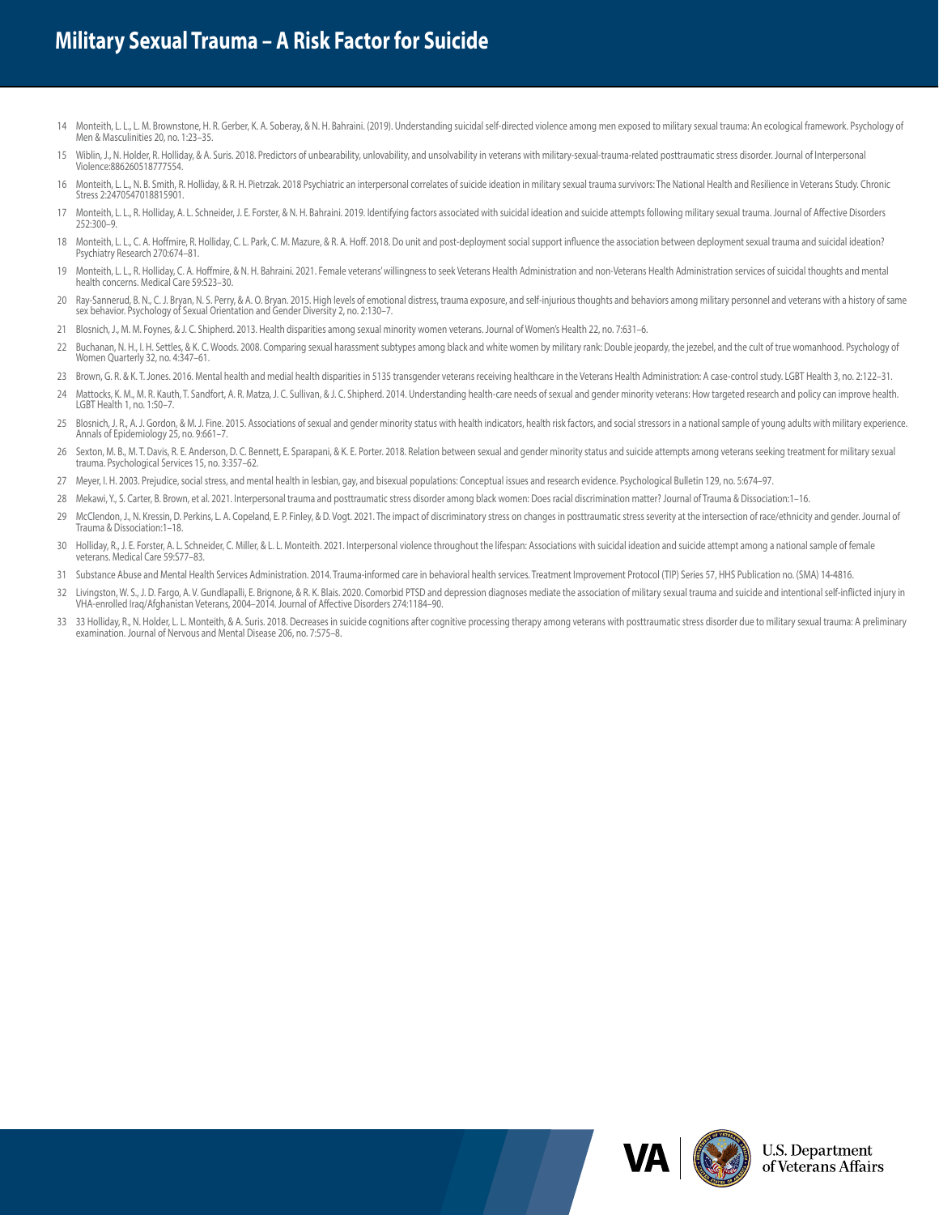# Military Sexual Trauma – A Risk Factor for Suicide

14 Monteith, L. L., L. M. Brownstone, H. R. Gerber, K. A. Soberay, & N. H. Bahraini. (2019). Understanding suicidal self-directed violence among men exposed to military sexual trauma: An ecological framework. Psychology of Men & Masculinities 20, no. 1:23–35.

15 Wiblin, J., N. Holder, R. Holliday, & A. Suris. 2018. Predictors of unbearability, unlovability, and unsolvability in veterans with military-sexual-trauma-related posttraumatic stress disorder. Journal of Interpersonal Violence:886260518777554.

16 Monteith, L. L., N. B. Smith, R. Holliday, & R. H. Pietrzak. 2018 Psychiatric an interpersonal correlates of suicide ideation in military sexual trauma survivors: The National Health and Resilience in Veterans Study. Chronic Stress 2:2470547018815901.

17 Monteith, L. L., R. Holliday, A. L. Schneider, J. E. Forster, & N. H. Bahraini. 2019. Identifying factors associated with suicidal ideation and suicide attempts following military sexual trauma. Journal of Affective Disorders 252:300–9.

18 Monteith, L. L., C. A. Hoffmire, R. Holliday, C. L. Park, C. M. Mazure, & R. A. Hoff. 2018. Do unit and post-deployment social support influence the association between deployment sexual trauma and suicidal ideation? Psychiatry Research 270:674–81.

19 Monteith, L. L., R. Holliday, C. A. Hoffmire, & N. H. Bahraini. 2021. Female veterans' willingness to seek Veterans Health Administration and non-Veterans Health Administration services of suicidal thoughts and mental health concerns. Medical Care 59:S23–30.

20 Ray-Sannerud, B. N., C. J. Bryan, N. S. Perry, & A. O. Bryan. 2015. High levels of emotional distress, trauma exposure, and self-injurious thoughts and behaviors among military personnel and veterans with a history of same sex behavior. Psychology of Sexual Orientation and Gender Diversity 2, no. 2:130–7.

21 Blosnich, J., M. M. Foynes, & J. C. Shipherd. 2013. Health disparities among sexual minority women veterans. Journal of Women's Health 22, no. 7:631–6.

22 Buchanan, N. H., I. H. Settles, & K. C. Woods. 2008. Comparing sexual harassment subtypes among black and white women by military rank: Double jeopardy, the jezebel, and the cult of true womanhood. Psychology of Women Quarterly 32, no. 4:347–61.

23 Brown, G. R. & K. T. Jones. 2016. Mental health and medial health disparities in 5135 transgender veterans receiving healthcare in the Veterans Health Administration: A case-control study. LGBT Health 3, no. 2:122–31.

24 Mattocks, K. M., M. R. Kauth, T. Sandfort, A. R. Matza, J. C. Sullivan, & J. C. Shipherd. 2014. Understanding health-care needs of sexual and gender minority veterans: How targeted research and policy can improve health. LGBT Health 1, no. 1:50–7.

25 Blosnich, J. R., A. J. Gordon, & M. J. Fine. 2015. Associations of sexual and gender minority status with health indicators, health risk factors, and social stressors in a national sample of young adults with military experience. Annals of Epidemiology 25, no. 9:661–7.

26 Sexton, M. B., M. T. Davis, R. E. Anderson, D. C. Bennett, E. Sparapani, & K. E. Porter. 2018. Relation between sexual and gender minority status and suicide attempts among veterans seeking treatment for military sexual trauma. Psychological Services 15, no. 3:357–62.

27 Meyer, I. H. 2003. Prejudice, social stress, and mental health in lesbian, gay, and bisexual populations: Conceptual issues and research evidence. Psychological Bulletin 129, no. 5:674–97.

28 Mekawi, Y., S. Carter, B. Brown, et al. 2021. Interpersonal trauma and posttraumatic stress disorder among black women: Does racial discrimination matter? Journal of Trauma & Dissociation:1–16.

29 McClendon, J., N. Kressin, D. Perkins, L. A. Copeland, E. P. Finley, & D. Vogt. 2021. The impact of discriminatory stress on changes in posttraumatic stress severity at the intersection of race/ethnicity and gender. Journal of Trauma & Dissociation:1–18.

30 Holliday, R., J. E. Forster, A. L. Schneider, C. Miller, & L. L. Monteith. 2021. Interpersonal violence throughout the lifespan: Associations with suicidal ideation and suicide attempt among a national sample of female veterans. Medical Care 59:S77–83.

31 Substance Abuse and Mental Health Services Administration. 2014. Trauma-informed care in behavioral health services. Treatment Improvement Protocol (TIP) Series 57, HHS Publication no. (SMA) 14-4816.

32 Livingston, W. S., J. D. Fargo, A. V. Gundlapalli, E. Brignone, & R. K. Blais. 2020. Comorbid PTSD and depression diagnoses mediate the association of military sexual trauma and suicide and intentional self-inflicted injury in VHA-enrolled Iraq/Afghanistan Veterans, 2004–2014. Journal of Affective Disorders 274:1184–90.

33 33 Holliday, R., N. Holder, L. L. Monteith, & A. Suris. 2018. Decreases in suicide cognitions after cognitive processing therapy among veterans with posttraumatic stress disorder due to military sexual trauma: A preliminary examination. Journal of Nervous and Mental Disease 206, no. 7:575–8.

VA | U.S. Department of Veterans Affairs